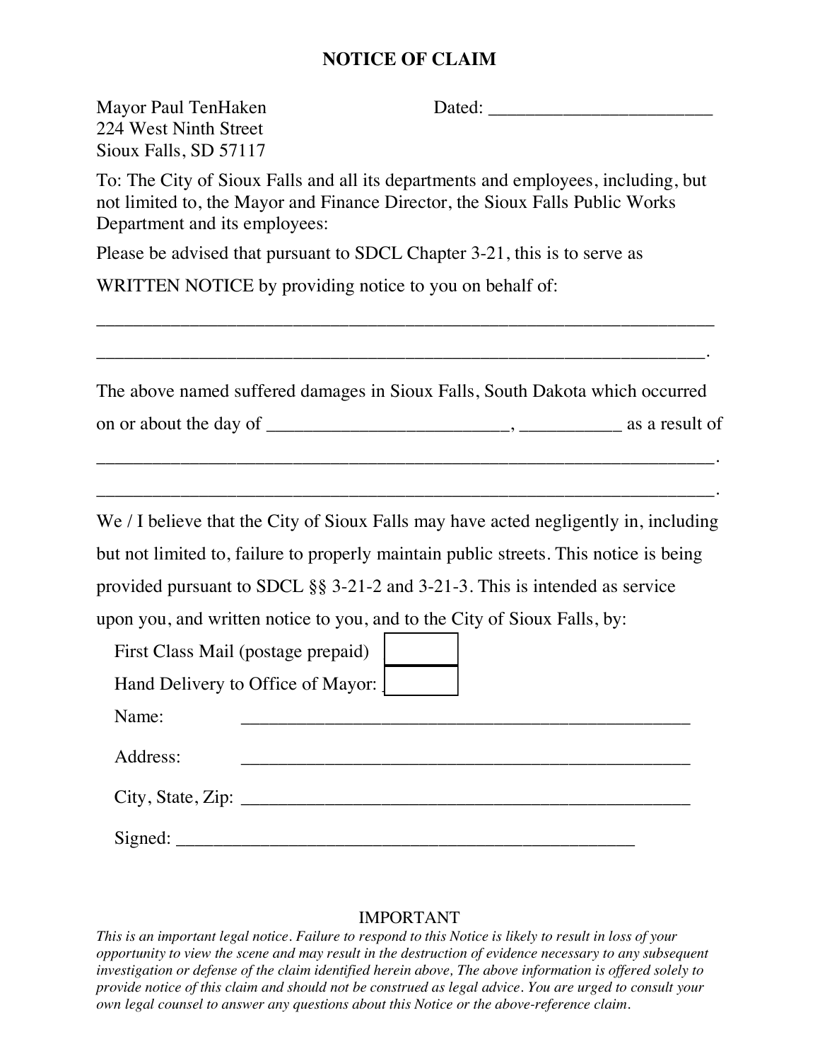# NOTICE OF CLAIM

Mayor Paul TenHaken
224 West Ninth Street
Sioux Falls, SD 57117

Dated: ________________________

To: The City of Sioux Falls and all its departments and employees, including, but not limited to, the Mayor and Finance Director, the Sioux Falls Public Works Department and its employees:

Please be advised that pursuant to SDCL Chapter 3-21, this is to serve as

WRITTEN NOTICE by providing notice to you on behalf of:

_________________________________________________________________

_________________________________________________________________.

The above named suffered damages in Sioux Falls, South Dakota which occurred

on or about the day of _________________________, __________ as a result of

_________________________________________________________________.

_________________________________________________________________.

We / I believe that the City of Sioux Falls may have acted negligently in, including but not limited to, failure to properly maintain public streets. This notice is being provided pursuant to SDCL §§ 3-21-2 and 3-21-3. This is intended as service upon you, and written notice to you, and to the City of Sioux Falls, by:

First Class Mail (postage prepaid) ☐

Hand Delivery to Office of Mayor: ☐

Name: _______________________________________________

Address: _______________________________________________

City, State, Zip: _______________________________________________

Signed: _______________________________________________

IMPORTANT

*This is an important legal notice. Failure to respond to this Notice is likely to result in loss of your opportunity to view the scene and may result in the destruction of evidence necessary to any subsequent investigation or defense of the claim identified herein above, The above information is offered solely to provide notice of this claim and should not be construed as legal advice. You are urged to consult your own legal counsel to answer any questions about this Notice or the above-reference claim.*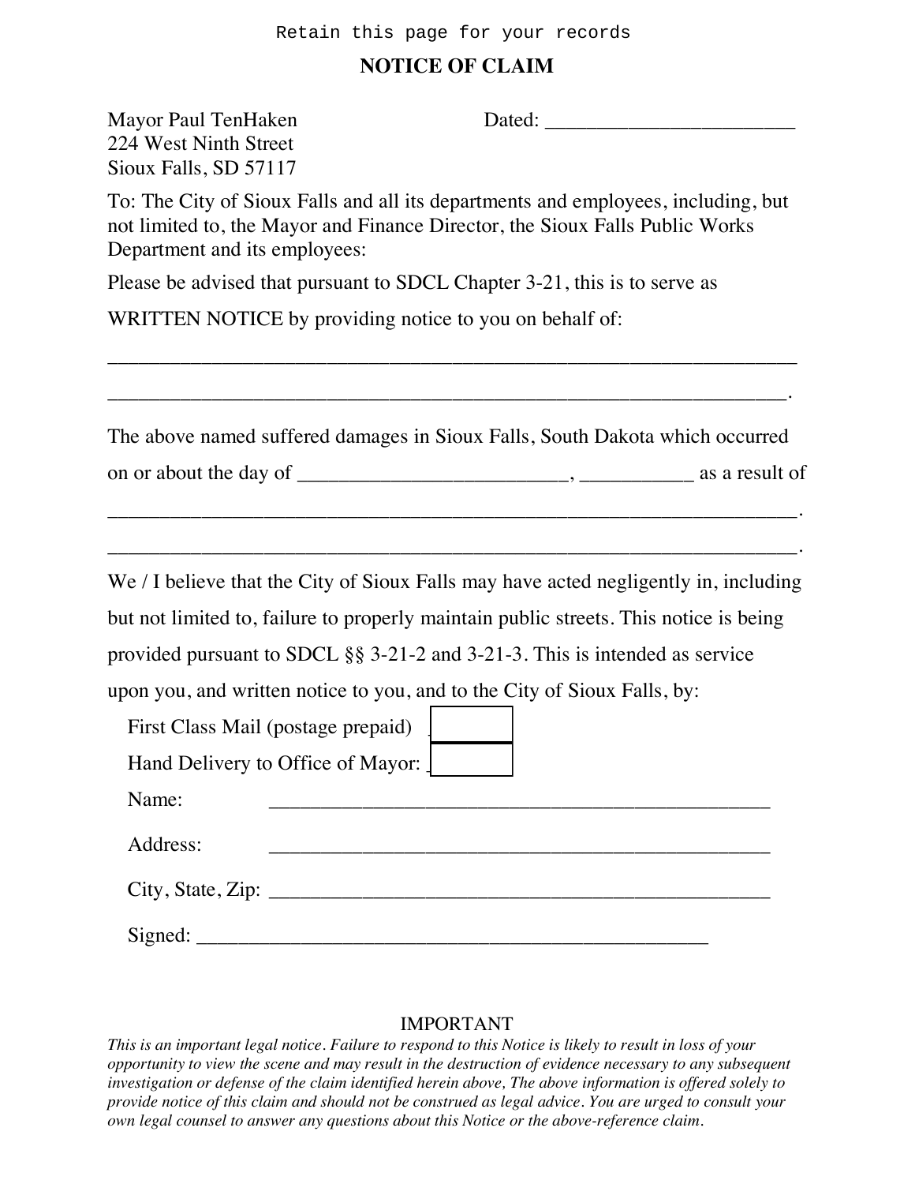Retain this page for your records

# NOTICE OF CLAIM

Mayor Paul TenHaken
224 West Ninth Street
Sioux Falls, SD 57117

Dated: ________________________

To: The City of Sioux Falls and all its departments and employees, including, but not limited to, the Mayor and Finance Director, the Sioux Falls Public Works Department and its employees:

Please be advised that pursuant to SDCL Chapter 3-21, this is to serve as

WRITTEN NOTICE by providing notice to you on behalf of:

_________________________________________________________________

_________________________________________________________________.

The above named suffered damages in Sioux Falls, South Dakota which occurred

on or about the day of __________________________, ___________ as a result of

_________________________________________________________________.

_________________________________________________________________.

We / I believe that the City of Sioux Falls may have acted negligently in, including but not limited to, failure to properly maintain public streets. This notice is being provided pursuant to SDCL §§ 3-21-2 and 3-21-3. This is intended as service upon you, and written notice to you, and to the City of Sioux Falls, by:

First Class Mail (postage prepaid) ☐

Hand Delivery to Office of Mayor: ☐

Name: ________________________________________________

Address: ________________________________________________

City, State, Zip: ________________________________________________

Signed: ________________________________________________

IMPORTANT

*This is an important legal notice. Failure to respond to this Notice is likely to result in loss of your opportunity to view the scene and may result in the destruction of evidence necessary to any subsequent investigation or defense of the claim identified herein above, The above information is offered solely to provide notice of this claim and should not be construed as legal advice. You are urged to consult your own legal counsel to answer any questions about this Notice or the above-reference claim.*